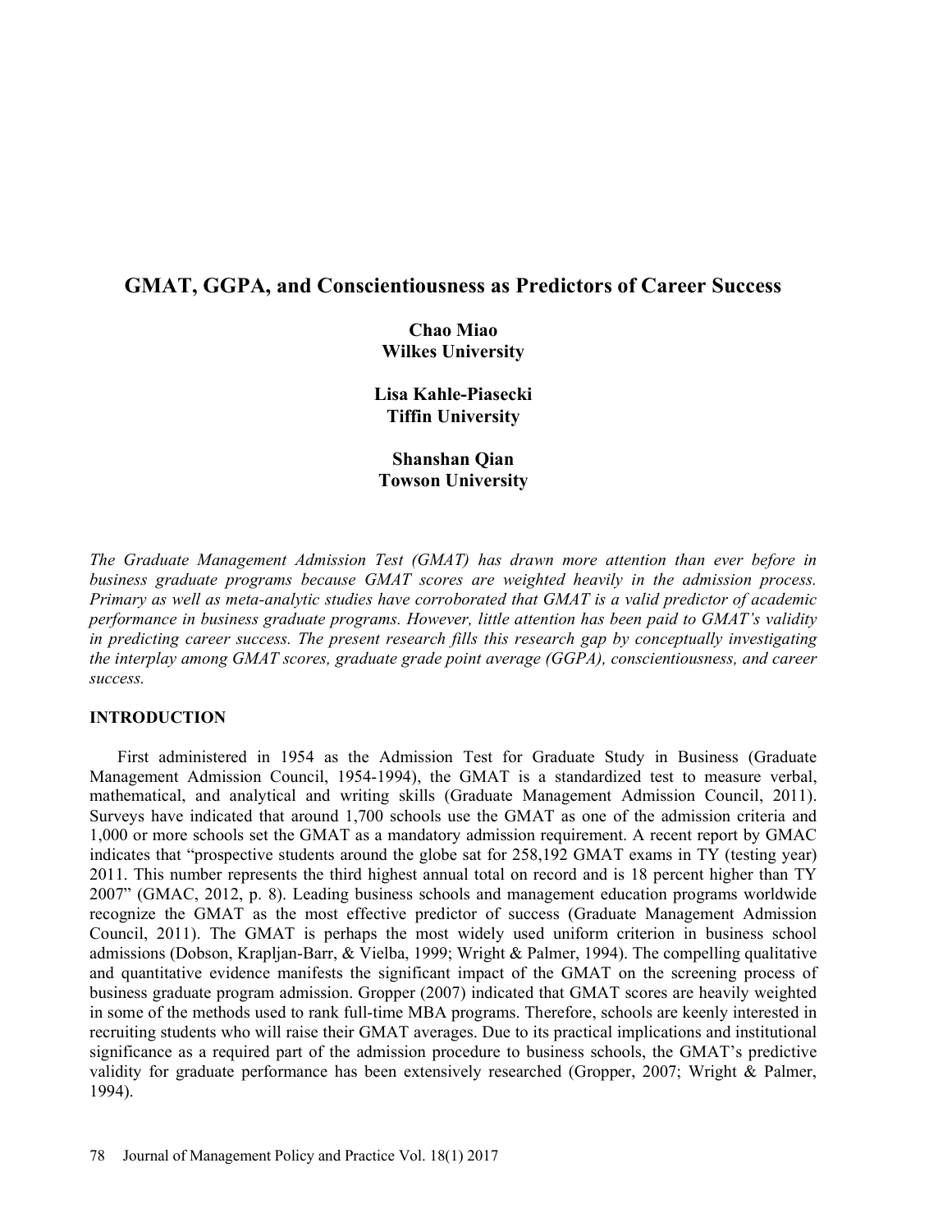# GMAT, GGPA, and Conscientiousness as Predictors of Career Success

**Chao Miao**
**Wilkes University**

**Lisa Kahle-Piasecki**
**Tiffin University**

**Shanshan Qian**
**Towson University**

*The Graduate Management Admission Test (GMAT) has drawn more attention than ever before in business graduate programs because GMAT scores are weighted heavily in the admission process. Primary as well as meta-analytic studies have corroborated that GMAT is a valid predictor of academic performance in business graduate programs. However, little attention has been paid to GMAT's validity in predicting career success. The present research fills this research gap by conceptually investigating the interplay among GMAT scores, graduate grade point average (GGPA), conscientiousness, and career success.*

## INTRODUCTION

First administered in 1954 as the Admission Test for Graduate Study in Business (Graduate Management Admission Council, 1954-1994), the GMAT is a standardized test to measure verbal, mathematical, and analytical and writing skills (Graduate Management Admission Council, 2011). Surveys have indicated that around 1,700 schools use the GMAT as one of the admission criteria and 1,000 or more schools set the GMAT as a mandatory admission requirement. A recent report by GMAC indicates that "prospective students around the globe sat for 258,192 GMAT exams in TY (testing year) 2011. This number represents the third highest annual total on record and is 18 percent higher than TY 2007" (GMAC, 2012, p. 8). Leading business schools and management education programs worldwide recognize the GMAT as the most effective predictor of success (Graduate Management Admission Council, 2011). The GMAT is perhaps the most widely used uniform criterion in business school admissions (Dobson, Krapljan-Barr, & Vielba, 1999; Wright & Palmer, 1994). The compelling qualitative and quantitative evidence manifests the significant impact of the GMAT on the screening process of business graduate program admission. Gropper (2007) indicated that GMAT scores are heavily weighted in some of the methods used to rank full-time MBA programs. Therefore, schools are keenly interested in recruiting students who will raise their GMAT averages. Due to its practical implications and institutional significance as a required part of the admission procedure to business schools, the GMAT's predictive validity for graduate performance has been extensively researched (Gropper, 2007; Wright & Palmer, 1994).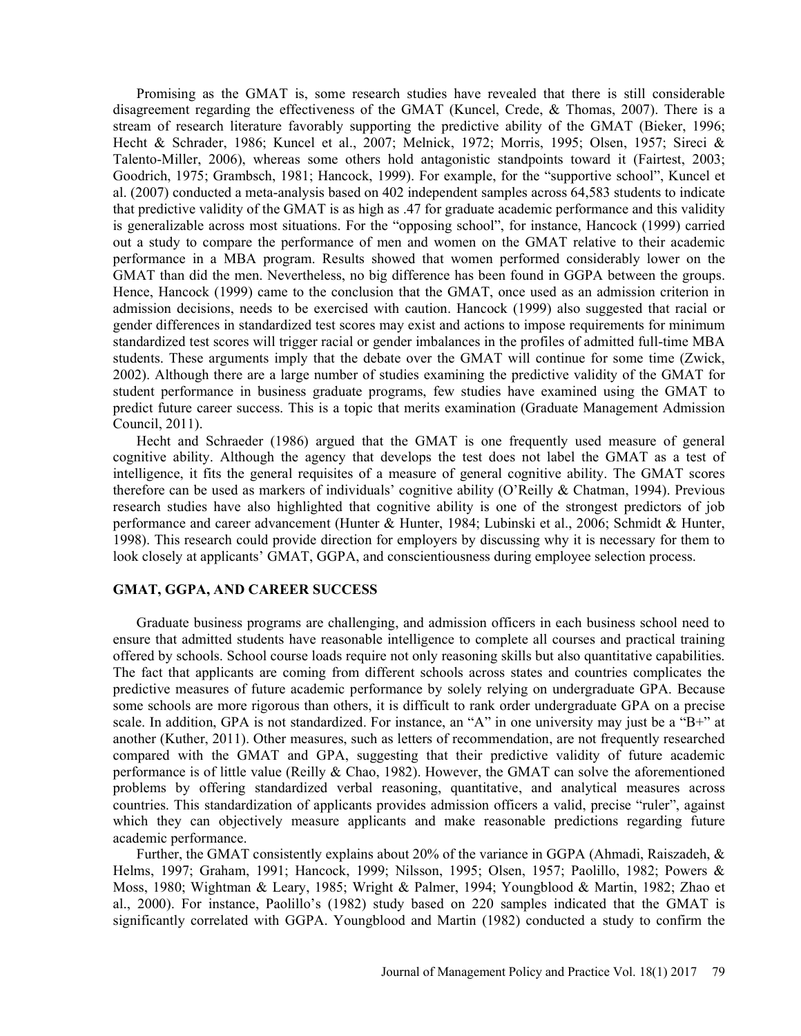Promising as the GMAT is, some research studies have revealed that there is still considerable disagreement regarding the effectiveness of the GMAT (Kuncel, Crede, & Thomas, 2007). There is a stream of research literature favorably supporting the predictive ability of the GMAT (Bieker, 1996; Hecht & Schrader, 1986; Kuncel et al., 2007; Melnick, 1972; Morris, 1995; Olsen, 1957; Sireci & Talento-Miller, 2006), whereas some others hold antagonistic standpoints toward it (Fairtest, 2003; Goodrich, 1975; Grambsch, 1981; Hancock, 1999). For example, for the "supportive school", Kuncel et al. (2007) conducted a meta-analysis based on 402 independent samples across 64,583 students to indicate that predictive validity of the GMAT is as high as .47 for graduate academic performance and this validity is generalizable across most situations. For the "opposing school", for instance, Hancock (1999) carried out a study to compare the performance of men and women on the GMAT relative to their academic performance in a MBA program. Results showed that women performed considerably lower on the GMAT than did the men. Nevertheless, no big difference has been found in GGPA between the groups. Hence, Hancock (1999) came to the conclusion that the GMAT, once used as an admission criterion in admission decisions, needs to be exercised with caution. Hancock (1999) also suggested that racial or gender differences in standardized test scores may exist and actions to impose requirements for minimum standardized test scores will trigger racial or gender imbalances in the profiles of admitted full-time MBA students. These arguments imply that the debate over the GMAT will continue for some time (Zwick, 2002). Although there are a large number of studies examining the predictive validity of the GMAT for student performance in business graduate programs, few studies have examined using the GMAT to predict future career success. This is a topic that merits examination (Graduate Management Admission Council, 2011).

Hecht and Schraeder (1986) argued that the GMAT is one frequently used measure of general cognitive ability. Although the agency that develops the test does not label the GMAT as a test of intelligence, it fits the general requisites of a measure of general cognitive ability. The GMAT scores therefore can be used as markers of individuals' cognitive ability (O'Reilly & Chatman, 1994). Previous research studies have also highlighted that cognitive ability is one of the strongest predictors of job performance and career advancement (Hunter & Hunter, 1984; Lubinski et al., 2006; Schmidt & Hunter, 1998). This research could provide direction for employers by discussing why it is necessary for them to look closely at applicants' GMAT, GGPA, and conscientiousness during employee selection process.

## GMAT, GGPA, AND CAREER SUCCESS

Graduate business programs are challenging, and admission officers in each business school need to ensure that admitted students have reasonable intelligence to complete all courses and practical training offered by schools. School course loads require not only reasoning skills but also quantitative capabilities. The fact that applicants are coming from different schools across states and countries complicates the predictive measures of future academic performance by solely relying on undergraduate GPA. Because some schools are more rigorous than others, it is difficult to rank order undergraduate GPA on a precise scale. In addition, GPA is not standardized. For instance, an "A" in one university may just be a "B+" at another (Kuther, 2011). Other measures, such as letters of recommendation, are not frequently researched compared with the GMAT and GPA, suggesting that their predictive validity of future academic performance is of little value (Reilly & Chao, 1982). However, the GMAT can solve the aforementioned problems by offering standardized verbal reasoning, quantitative, and analytical measures across countries. This standardization of applicants provides admission officers a valid, precise "ruler", against which they can objectively measure applicants and make reasonable predictions regarding future academic performance.

Further, the GMAT consistently explains about 20% of the variance in GGPA (Ahmadi, Raiszadeh, & Helms, 1997; Graham, 1991; Hancock, 1999; Nilsson, 1995; Olsen, 1957; Paolillo, 1982; Powers & Moss, 1980; Wightman & Leary, 1985; Wright & Palmer, 1994; Youngblood & Martin, 1982; Zhao et al., 2000). For instance, Paolillo's (1982) study based on 220 samples indicated that the GMAT is significantly correlated with GGPA. Youngblood and Martin (1982) conducted a study to confirm the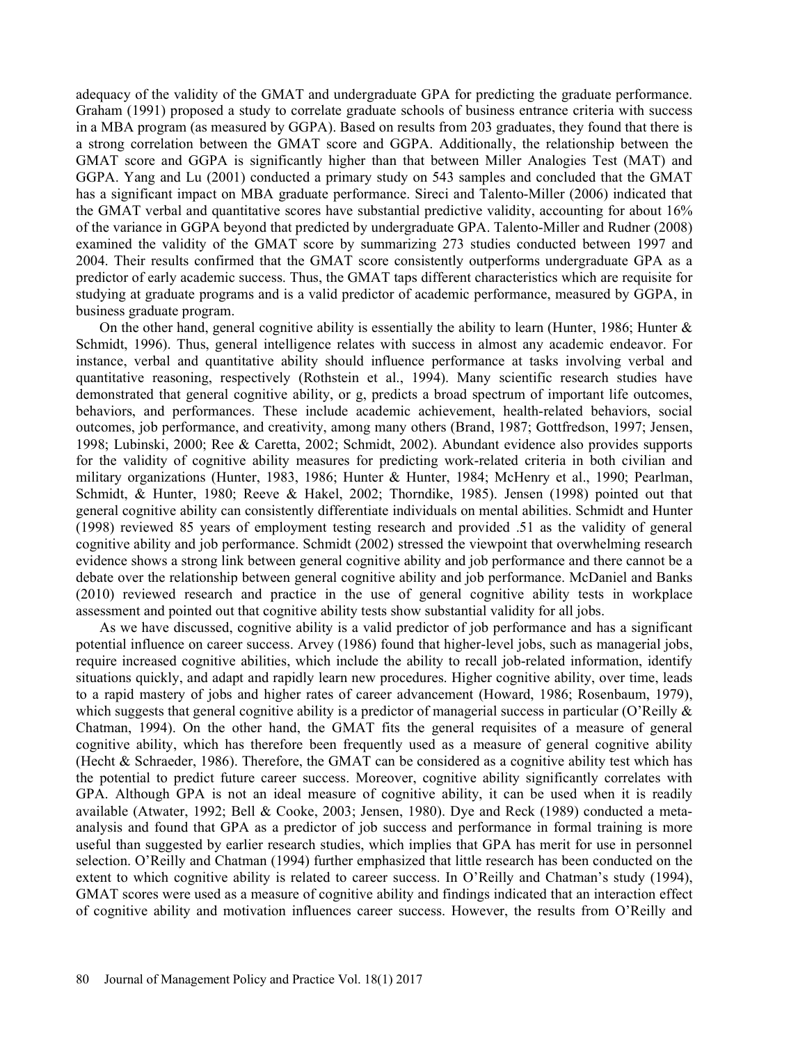adequacy of the validity of the GMAT and undergraduate GPA for predicting the graduate performance. Graham (1991) proposed a study to correlate graduate schools of business entrance criteria with success in a MBA program (as measured by GGPA). Based on results from 203 graduates, they found that there is a strong correlation between the GMAT score and GGPA. Additionally, the relationship between the GMAT score and GGPA is significantly higher than that between Miller Analogies Test (MAT) and GGPA. Yang and Lu (2001) conducted a primary study on 543 samples and concluded that the GMAT has a significant impact on MBA graduate performance. Sireci and Talento-Miller (2006) indicated that the GMAT verbal and quantitative scores have substantial predictive validity, accounting for about 16% of the variance in GGPA beyond that predicted by undergraduate GPA. Talento-Miller and Rudner (2008) examined the validity of the GMAT score by summarizing 273 studies conducted between 1997 and 2004. Their results confirmed that the GMAT score consistently outperforms undergraduate GPA as a predictor of early academic success. Thus, the GMAT taps different characteristics which are requisite for studying at graduate programs and is a valid predictor of academic performance, measured by GGPA, in business graduate program.

On the other hand, general cognitive ability is essentially the ability to learn (Hunter, 1986; Hunter & Schmidt, 1996). Thus, general intelligence relates with success in almost any academic endeavor. For instance, verbal and quantitative ability should influence performance at tasks involving verbal and quantitative reasoning, respectively (Rothstein et al., 1994). Many scientific research studies have demonstrated that general cognitive ability, or g, predicts a broad spectrum of important life outcomes, behaviors, and performances. These include academic achievement, health-related behaviors, social outcomes, job performance, and creativity, among many others (Brand, 1987; Gottfredson, 1997; Jensen, 1998; Lubinski, 2000; Ree & Caretta, 2002; Schmidt, 2002). Abundant evidence also provides supports for the validity of cognitive ability measures for predicting work-related criteria in both civilian and military organizations (Hunter, 1983, 1986; Hunter & Hunter, 1984; McHenry et al., 1990; Pearlman, Schmidt, & Hunter, 1980; Reeve & Hakel, 2002; Thorndike, 1985). Jensen (1998) pointed out that general cognitive ability can consistently differentiate individuals on mental abilities. Schmidt and Hunter (1998) reviewed 85 years of employment testing research and provided .51 as the validity of general cognitive ability and job performance. Schmidt (2002) stressed the viewpoint that overwhelming research evidence shows a strong link between general cognitive ability and job performance and there cannot be a debate over the relationship between general cognitive ability and job performance. McDaniel and Banks (2010) reviewed research and practice in the use of general cognitive ability tests in workplace assessment and pointed out that cognitive ability tests show substantial validity for all jobs.

As we have discussed, cognitive ability is a valid predictor of job performance and has a significant potential influence on career success. Arvey (1986) found that higher-level jobs, such as managerial jobs, require increased cognitive abilities, which include the ability to recall job-related information, identify situations quickly, and adapt and rapidly learn new procedures. Higher cognitive ability, over time, leads to a rapid mastery of jobs and higher rates of career advancement (Howard, 1986; Rosenbaum, 1979), which suggests that general cognitive ability is a predictor of managerial success in particular (O'Reilly & Chatman, 1994). On the other hand, the GMAT fits the general requisites of a measure of general cognitive ability, which has therefore been frequently used as a measure of general cognitive ability (Hecht & Schraeder, 1986). Therefore, the GMAT can be considered as a cognitive ability test which has the potential to predict future career success. Moreover, cognitive ability significantly correlates with GPA. Although GPA is not an ideal measure of cognitive ability, it can be used when it is readily available (Atwater, 1992; Bell & Cooke, 2003; Jensen, 1980). Dye and Reck (1989) conducted a meta-analysis and found that GPA as a predictor of job success and performance in formal training is more useful than suggested by earlier research studies, which implies that GPA has merit for use in personnel selection. O'Reilly and Chatman (1994) further emphasized that little research has been conducted on the extent to which cognitive ability is related to career success. In O'Reilly and Chatman's study (1994), GMAT scores were used as a measure of cognitive ability and findings indicated that an interaction effect of cognitive ability and motivation influences career success. However, the results from O'Reilly and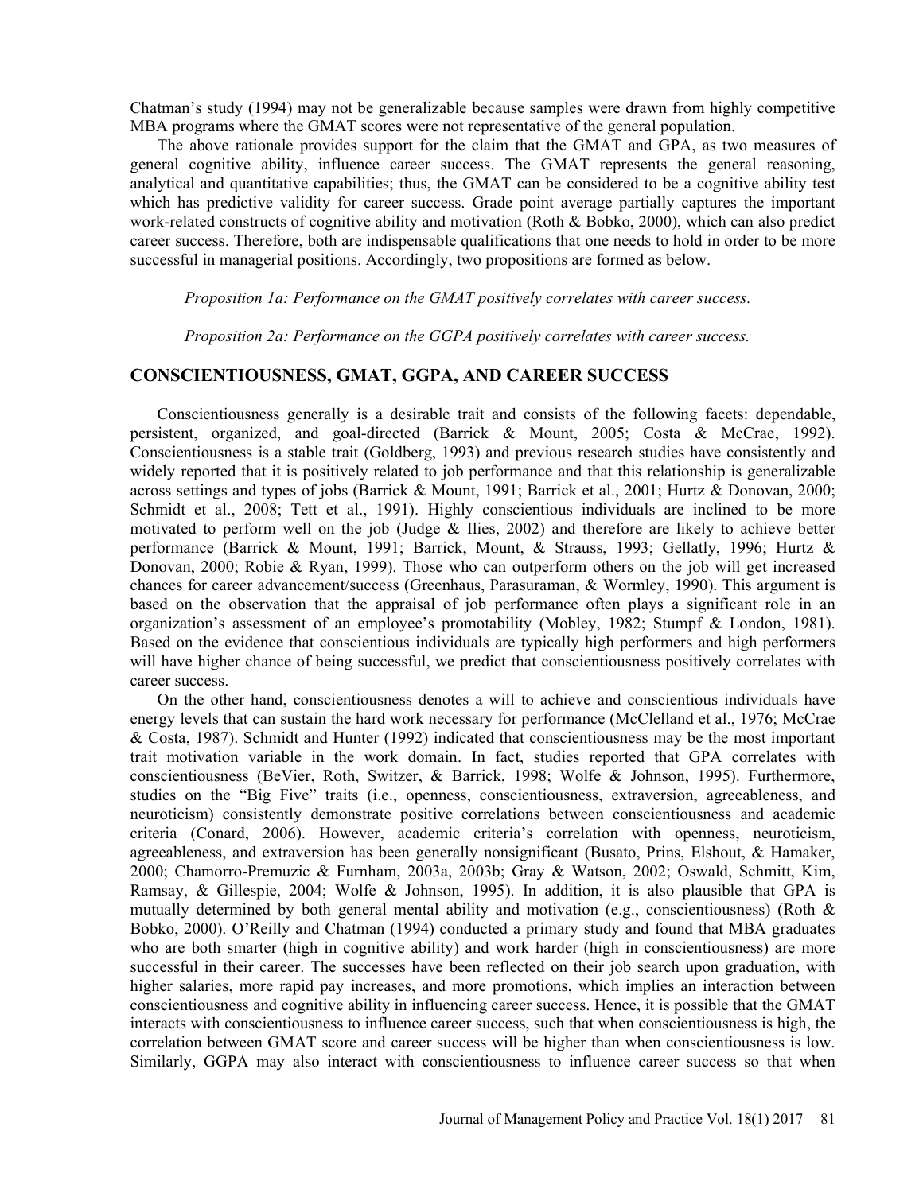Chatman's study (1994) may not be generalizable because samples were drawn from highly competitive MBA programs where the GMAT scores were not representative of the general population.

The above rationale provides support for the claim that the GMAT and GPA, as two measures of general cognitive ability, influence career success. The GMAT represents the general reasoning, analytical and quantitative capabilities; thus, the GMAT can be considered to be a cognitive ability test which has predictive validity for career success. Grade point average partially captures the important work-related constructs of cognitive ability and motivation (Roth & Bobko, 2000), which can also predict career success. Therefore, both are indispensable qualifications that one needs to hold in order to be more successful in managerial positions. Accordingly, two propositions are formed as below.

*Proposition 1a: Performance on the GMAT positively correlates with career success.*

*Proposition 2a: Performance on the GGPA positively correlates with career success.*

## CONSCIENTIOUSNESS, GMAT, GGPA, AND CAREER SUCCESS

Conscientiousness generally is a desirable trait and consists of the following facets: dependable, persistent, organized, and goal-directed (Barrick & Mount, 2005; Costa & McCrae, 1992). Conscientiousness is a stable trait (Goldberg, 1993) and previous research studies have consistently and widely reported that it is positively related to job performance and that this relationship is generalizable across settings and types of jobs (Barrick & Mount, 1991; Barrick et al., 2001; Hurtz & Donovan, 2000; Schmidt et al., 2008; Tett et al., 1991). Highly conscientious individuals are inclined to be more motivated to perform well on the job (Judge & Ilies, 2002) and therefore are likely to achieve better performance (Barrick & Mount, 1991; Barrick, Mount, & Strauss, 1993; Gellatly, 1996; Hurtz & Donovan, 2000; Robie & Ryan, 1999). Those who can outperform others on the job will get increased chances for career advancement/success (Greenhaus, Parasuraman, & Wormley, 1990). This argument is based on the observation that the appraisal of job performance often plays a significant role in an organization's assessment of an employee's promotability (Mobley, 1982; Stumpf & London, 1981). Based on the evidence that conscientious individuals are typically high performers and high performers will have higher chance of being successful, we predict that conscientiousness positively correlates with career success.

On the other hand, conscientiousness denotes a will to achieve and conscientious individuals have energy levels that can sustain the hard work necessary for performance (McClelland et al., 1976; McCrae & Costa, 1987). Schmidt and Hunter (1992) indicated that conscientiousness may be the most important trait motivation variable in the work domain. In fact, studies reported that GPA correlates with conscientiousness (BeVier, Roth, Switzer, & Barrick, 1998; Wolfe & Johnson, 1995). Furthermore, studies on the "Big Five" traits (i.e., openness, conscientiousness, extraversion, agreeableness, and neuroticism) consistently demonstrate positive correlations between conscientiousness and academic criteria (Conard, 2006). However, academic criteria's correlation with openness, neuroticism, agreeableness, and extraversion has been generally nonsignificant (Busato, Prins, Elshout, & Hamaker, 2000; Chamorro-Premuzic & Furnham, 2003a, 2003b; Gray & Watson, 2002; Oswald, Schmitt, Kim, Ramsay, & Gillespie, 2004; Wolfe & Johnson, 1995). In addition, it is also plausible that GPA is mutually determined by both general mental ability and motivation (e.g., conscientiousness) (Roth & Bobko, 2000). O'Reilly and Chatman (1994) conducted a primary study and found that MBA graduates who are both smarter (high in cognitive ability) and work harder (high in conscientiousness) are more successful in their career. The successes have been reflected on their job search upon graduation, with higher salaries, more rapid pay increases, and more promotions, which implies an interaction between conscientiousness and cognitive ability in influencing career success. Hence, it is possible that the GMAT interacts with conscientiousness to influence career success, such that when conscientiousness is high, the correlation between GMAT score and career success will be higher than when conscientiousness is low. Similarly, GGPA may also interact with conscientiousness to influence career success so that when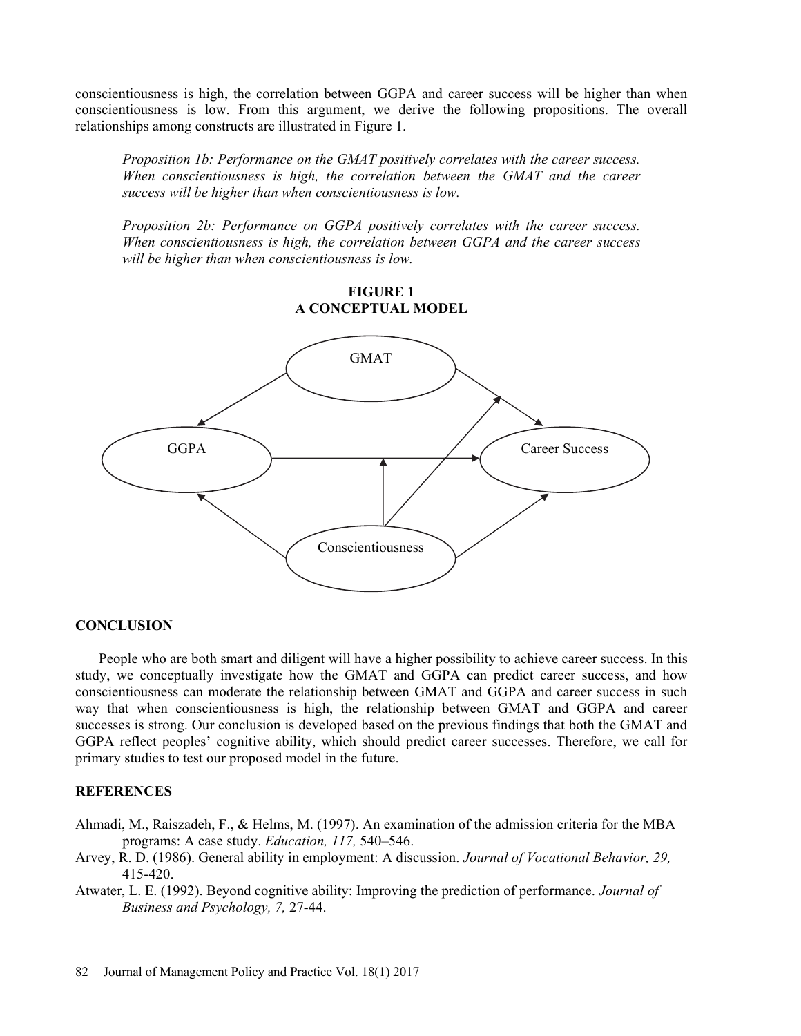conscientiousness is high, the correlation between GGPA and career success will be higher than when conscientiousness is low. From this argument, we derive the following propositions. The overall relationships among constructs are illustrated in Figure 1.

> *Proposition 1b: Performance on the GMAT positively correlates with the career success. When conscientiousness is high, the correlation between the GMAT and the career success will be higher than when conscientiousness is low.*

> *Proposition 2b: Performance on GGPA positively correlates with the career success. When conscientiousness is high, the correlation between GGPA and the career success will be higher than when conscientiousness is low.*

**FIGURE 1**
**A CONCEPTUAL MODEL**

## CONCLUSION

People who are both smart and diligent will have a higher possibility to achieve career success. In this study, we conceptually investigate how the GMAT and GGPA can predict career success, and how conscientiousness can moderate the relationship between GMAT and GGPA and career success in such way that when conscientiousness is high, the relationship between GMAT and GGPA and career successes is strong. Our conclusion is developed based on the previous findings that both the GMAT and GGPA reflect peoples' cognitive ability, which should predict career successes. Therefore, we call for primary studies to test our proposed model in the future.

## REFERENCES

Ahmadi, M., Raiszadeh, F., & Helms, M. (1997). An examination of the admission criteria for the MBA programs: A case study. *Education, 117,* 540–546.

Arvey, R. D. (1986). General ability in employment: A discussion. *Journal of Vocational Behavior, 29,* 415-420.

Atwater, L. E. (1992). Beyond cognitive ability: Improving the prediction of performance. *Journal of Business and Psychology, 7,* 27-44.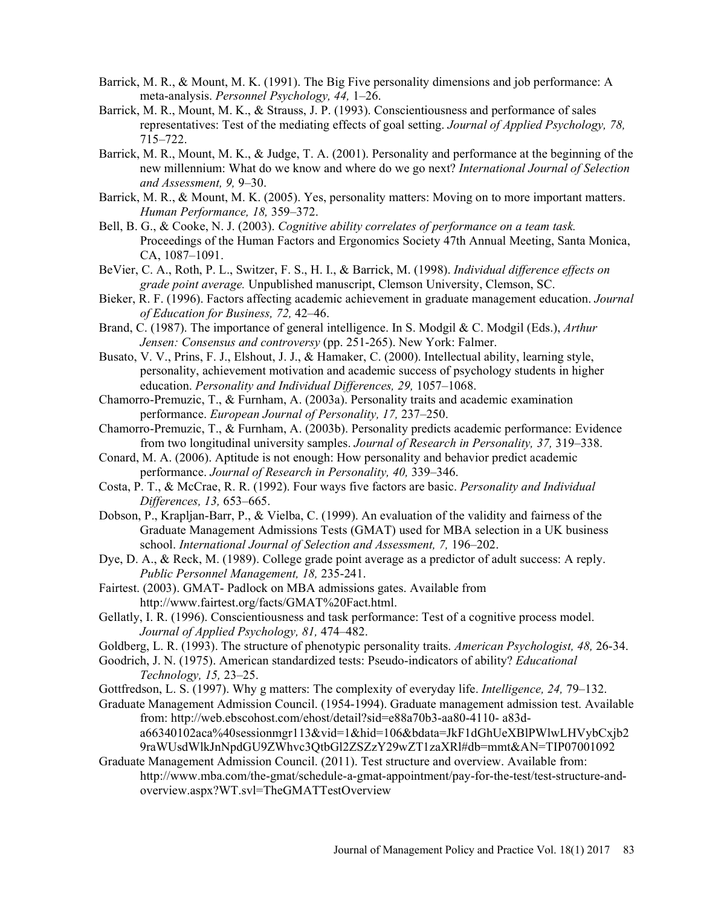Barrick, M. R., & Mount, M. K. (1991). The Big Five personality dimensions and job performance: A meta-analysis. *Personnel Psychology, 44,* 1–26.

Barrick, M. R., Mount, M. K., & Strauss, J. P. (1993). Conscientiousness and performance of sales representatives: Test of the mediating effects of goal setting. *Journal of Applied Psychology, 78,* 715–722.

Barrick, M. R., Mount, M. K., & Judge, T. A. (2001). Personality and performance at the beginning of the new millennium: What do we know and where do we go next? *International Journal of Selection and Assessment, 9,* 9–30.

Barrick, M. R., & Mount, M. K. (2005). Yes, personality matters: Moving on to more important matters. *Human Performance, 18,* 359–372.

Bell, B. G., & Cooke, N. J. (2003). *Cognitive ability correlates of performance on a team task.* Proceedings of the Human Factors and Ergonomics Society 47th Annual Meeting, Santa Monica, CA, 1087–1091.

BeVier, C. A., Roth, P. L., Switzer, F. S., H. I., & Barrick, M. (1998). *Individual difference effects on grade point average.* Unpublished manuscript, Clemson University, Clemson, SC.

Bieker, R. F. (1996). Factors affecting academic achievement in graduate management education. *Journal of Education for Business, 72,* 42–46.

Brand, C. (1987). The importance of general intelligence. In S. Modgil & C. Modgil (Eds.), *Arthur Jensen: Consensus and controversy* (pp. 251-265). New York: Falmer.

Busato, V. V., Prins, F. J., Elshout, J. J., & Hamaker, C. (2000). Intellectual ability, learning style, personality, achievement motivation and academic success of psychology students in higher education. *Personality and Individual Differences, 29,* 1057–1068.

Chamorro-Premuzic, T., & Furnham, A. (2003a). Personality traits and academic examination performance. *European Journal of Personality, 17,* 237–250.

Chamorro-Premuzic, T., & Furnham, A. (2003b). Personality predicts academic performance: Evidence from two longitudinal university samples. *Journal of Research in Personality, 37,* 319–338.

Conard, M. A. (2006). Aptitude is not enough: How personality and behavior predict academic performance. *Journal of Research in Personality, 40,* 339–346.

Costa, P. T., & McCrae, R. R. (1992). Four ways five factors are basic. *Personality and Individual Differences, 13,* 653–665.

Dobson, P., Krapljan-Barr, P., & Vielba, C. (1999). An evaluation of the validity and fairness of the Graduate Management Admissions Tests (GMAT) used for MBA selection in a UK business school. *International Journal of Selection and Assessment, 7,* 196–202.

Dye, D. A., & Reck, M. (1989). College grade point average as a predictor of adult success: A reply. *Public Personnel Management, 18,* 235-241.

Fairtest. (2003). GMAT- Padlock on MBA admissions gates. Available from http://www.fairtest.org/facts/GMAT%20Fact.html.

Gellatly, I. R. (1996). Conscientiousness and task performance: Test of a cognitive process model. *Journal of Applied Psychology, 81,* 474–482.

Goldberg, L. R. (1993). The structure of phenotypic personality traits. *American Psychologist, 48,* 26-34.

Goodrich, J. N. (1975). American standardized tests: Pseudo-indicators of ability? *Educational Technology, 15,* 23–25.

Gottfredson, L. S. (1997). Why g matters: The complexity of everyday life. *Intelligence, 24,* 79–132.

Graduate Management Admission Council. (1954-1994). Graduate management admission test. Available from: http://web.ebscohost.com/ehost/detail?sid=e88a70b3-aa80-4110- a83d-a66340102aca%40sessionmgr113&vid=1&hid=106&bdata=JkF1dGhUeXBlPWlwLHVybCxjb29raWUsdWlkJnNpdGU9ZWhvc3QtbGl2ZSZzY29wZT1zaXRl#db=mmt&AN=TIP07001092

Graduate Management Admission Council. (2011). Test structure and overview. Available from: http://www.mba.com/the-gmat/schedule-a-gmat-appointment/pay-for-the-test/test-structure-and-overview.aspx?WT.svl=TheGMATTestOverview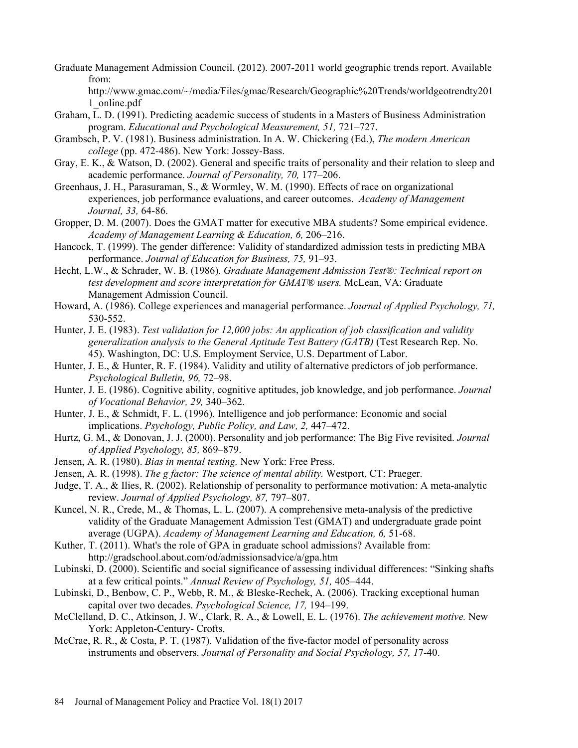Graduate Management Admission Council. (2012). 2007-2011 world geographic trends report. Available from: http://www.gmac.com/~/media/Files/gmac/Research/Geographic%20Trends/worldgeotrendty2011_online.pdf

Graham, L. D. (1991). Predicting academic success of students in a Masters of Business Administration program. *Educational and Psychological Measurement, 51,* 721–727.

Grambsch, P. V. (1981). Business administration. In A. W. Chickering (Ed.), *The modern American college* (pp. 472-486). New York: Jossey-Bass.

Gray, E. K., & Watson, D. (2002). General and specific traits of personality and their relation to sleep and academic performance. *Journal of Personality, 70,* 177–206.

Greenhaus, J. H., Parasuraman, S., & Wormley, W. M. (1990). Effects of race on organizational experiences, job performance evaluations, and career outcomes. *Academy of Management Journal, 33,* 64-86.

Gropper, D. M. (2007). Does the GMAT matter for executive MBA students? Some empirical evidence. *Academy of Management Learning & Education, 6,* 206–216.

Hancock, T. (1999). The gender difference: Validity of standardized admission tests in predicting MBA performance. *Journal of Education for Business, 75,* 91–93.

Hecht, L.W., & Schrader, W. B. (1986). *Graduate Management Admission Test®: Technical report on test development and score interpretation for GMAT® users.* McLean, VA: Graduate Management Admission Council.

Howard, A. (1986). College experiences and managerial performance. *Journal of Applied Psychology, 71,* 530-552.

Hunter, J. E. (1983). *Test validation for 12,000 jobs: An application of job classification and validity generalization analysis to the General Aptitude Test Battery (GATB)* (Test Research Rep. No. 45). Washington, DC: U.S. Employment Service, U.S. Department of Labor.

Hunter, J. E., & Hunter, R. F. (1984). Validity and utility of alternative predictors of job performance. *Psychological Bulletin, 96,* 72–98.

Hunter, J. E. (1986). Cognitive ability, cognitive aptitudes, job knowledge, and job performance. *Journal of Vocational Behavior, 29,* 340–362.

Hunter, J. E., & Schmidt, F. L. (1996). Intelligence and job performance: Economic and social implications. *Psychology, Public Policy, and Law, 2,* 447–472.

Hurtz, G. M., & Donovan, J. J. (2000). Personality and job performance: The Big Five revisited. *Journal of Applied Psychology, 85,* 869–879.

Jensen, A. R. (1980). *Bias in mental testing.* New York: Free Press.

Jensen, A. R. (1998). *The g factor: The science of mental ability.* Westport, CT: Praeger.

Judge, T. A., & Ilies, R. (2002). Relationship of personality to performance motivation: A meta-analytic review. *Journal of Applied Psychology, 87,* 797–807.

Kuncel, N. R., Crede, M., & Thomas, L. L. (2007). A comprehensive meta-analysis of the predictive validity of the Graduate Management Admission Test (GMAT) and undergraduate grade point average (UGPA). *Academy of Management Learning and Education, 6,* 51-68.

Kuther, T. (2011). What's the role of GPA in graduate school admissions? Available from: http://gradschool.about.com/od/admissionsadvice/a/gpa.htm

Lubinski, D. (2000). Scientific and social significance of assessing individual differences: "Sinking shafts at a few critical points." *Annual Review of Psychology, 51,* 405–444.

Lubinski, D., Benbow, C. P., Webb, R. M., & Bleske-Rechek, A. (2006). Tracking exceptional human capital over two decades. *Psychological Science, 17,* 194–199.

McClelland, D. C., Atkinson, J. W., Clark, R. A., & Lowell, E. L. (1976). *The achievement motive.* New York: Appleton-Century- Crofts.

McCrae, R. R., & Costa, P. T. (1987). Validation of the five-factor model of personality across instruments and observers. *Journal of Personality and Social Psychology, 57, 1*7-40.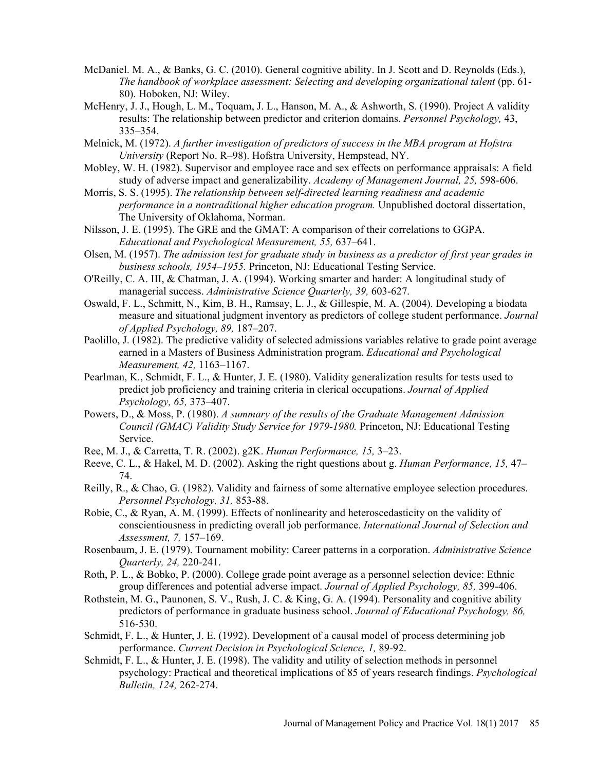McDaniel. M. A., & Banks, G. C. (2010). General cognitive ability. In J. Scott and D. Reynolds (Eds.), *The handbook of workplace assessment: Selecting and developing organizational talent* (pp. 61-80). Hoboken, NJ: Wiley.

McHenry, J. J., Hough, L. M., Toquam, J. L., Hanson, M. A., & Ashworth, S. (1990). Project A validity results: The relationship between predictor and criterion domains. *Personnel Psychology,* 43, 335–354.

Melnick, M. (1972). *A further investigation of predictors of success in the MBA program at Hofstra University* (Report No. R–98). Hofstra University, Hempstead, NY.

Mobley, W. H. (1982). Supervisor and employee race and sex effects on performance appraisals: A field study of adverse impact and generalizability. *Academy of Management Journal, 25,* 598-606.

Morris, S. S. (1995). *The relationship between self-directed learning readiness and academic performance in a nontraditional higher education program.* Unpublished doctoral dissertation, The University of Oklahoma, Norman.

Nilsson, J. E. (1995). The GRE and the GMAT: A comparison of their correlations to GGPA. *Educational and Psychological Measurement, 55,* 637–641.

Olsen, M. (1957). *The admission test for graduate study in business as a predictor of first year grades in business schools, 1954–1955.* Princeton, NJ: Educational Testing Service.

O'Reilly, C. A. III, & Chatman, J. A. (1994). Working smarter and harder: A longitudinal study of managerial success. *Administrative Science Quarterly, 39,* 603-627.

Oswald, F. L., Schmitt, N., Kim, B. H., Ramsay, L. J., & Gillespie, M. A. (2004). Developing a biodata measure and situational judgment inventory as predictors of college student performance. *Journal of Applied Psychology, 89,* 187–207.

Paolillo, J. (1982). The predictive validity of selected admissions variables relative to grade point average earned in a Masters of Business Administration program. *Educational and Psychological Measurement, 42,* 1163–1167.

Pearlman, K., Schmidt, F. L., & Hunter, J. E. (1980). Validity generalization results for tests used to predict job proficiency and training criteria in clerical occupations. *Journal of Applied Psychology, 65,* 373–407.

Powers, D., & Moss, P. (1980). *A summary of the results of the Graduate Management Admission Council (GMAC) Validity Study Service for 1979-1980.* Princeton, NJ: Educational Testing Service.

Ree, M. J., & Carretta, T. R. (2002). g2K. *Human Performance, 15,* 3–23.

Reeve, C. L., & Hakel, M. D. (2002). Asking the right questions about g. *Human Performance, 15,* 47–74.

Reilly, R., & Chao, G. (1982). Validity and fairness of some alternative employee selection procedures. *Personnel Psychology, 31,* 853-88.

Robie, C., & Ryan, A. M. (1999). Effects of nonlinearity and heteroscedasticity on the validity of conscientiousness in predicting overall job performance. *International Journal of Selection and Assessment, 7,* 157–169.

Rosenbaum, J. E. (1979). Tournament mobility: Career patterns in a corporation. *Administrative Science Quarterly, 24,* 220-241.

Roth, P. L., & Bobko, P. (2000). College grade point average as a personnel selection device: Ethnic group differences and potential adverse impact. *Journal of Applied Psychology, 85,* 399-406.

Rothstein, M. G., Paunonen, S. V., Rush, J. C. & King, G. A. (1994). Personality and cognitive ability predictors of performance in graduate business school. *Journal of Educational Psychology, 86,* 516-530.

Schmidt, F. L., & Hunter, J. E. (1992). Development of a causal model of process determining job performance. *Current Decision in Psychological Science, 1,* 89-92.

Schmidt, F. L., & Hunter, J. E. (1998). The validity and utility of selection methods in personnel psychology: Practical and theoretical implications of 85 of years research findings. *Psychological Bulletin, 124,* 262-274.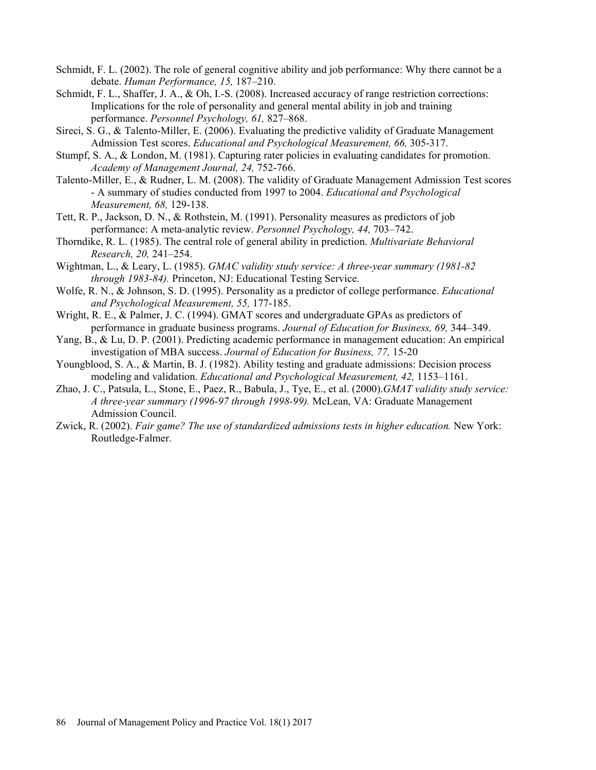Schmidt, F. L. (2002). The role of general cognitive ability and job performance: Why there cannot be a debate. *Human Performance, 15,* 187–210.

Schmidt, F. L., Shaffer, J. A., & Oh, I.-S. (2008). Increased accuracy of range restriction corrections: Implications for the role of personality and general mental ability in job and training performance. *Personnel Psychology, 61,* 827–868.

Sireci, S. G., & Talento-Miller, E. (2006). Evaluating the predictive validity of Graduate Management Admission Test scores. *Educational and Psychological Measurement, 66,* 305-317.

Stumpf, S. A., & London, M. (1981). Capturing rater policies in evaluating candidates for promotion. *Academy of Management Journal, 24,* 752-766.

Talento-Miller, E., & Rudner, L. M. (2008). The validity of Graduate Management Admission Test scores - A summary of studies conducted from 1997 to 2004. *Educational and Psychological Measurement, 68,* 129-138.

Tett, R. P., Jackson, D. N., & Rothstein, M. (1991). Personality measures as predictors of job performance: A meta-analytic review. *Personnel Psychology, 44,* 703–742.

Thorndike, R. L. (1985). The central role of general ability in prediction. *Multivariate Behavioral Research, 20,* 241–254.

Wightman, L., & Leary, L. (1985). *GMAC validity study service: A three-year summary (1981-82 through 1983-84).* Princeton, NJ: Educational Testing Service.

Wolfe, R. N., & Johnson, S. D. (1995). Personality as a predictor of college performance. *Educational and Psychological Measurement, 55,* 177-185.

Wright, R. E., & Palmer, J. C. (1994). GMAT scores and undergraduate GPAs as predictors of performance in graduate business programs. *Journal of Education for Business, 69,* 344–349.

Yang, B., & Lu, D. P. (2001). Predicting academic performance in management education: An empirical investigation of MBA success. *Journal of Education for Business, 77,* 15-20

Youngblood, S. A., & Martin, B. J. (1982). Ability testing and graduate admissions: Decision process modeling and validation. *Educational and Psychological Measurement, 42,* 1153–1161.

Zhao, J. C., Patsula, L., Stone, E., Paez, R., Babula, J., Tye, E., et al. (2000).*GMAT validity study service: A three-year summary (1996-97 through 1998-99).* McLean, VA: Graduate Management Admission Council.

Zwick, R. (2002). *Fair game? The use of standardized admissions tests in higher education.* New York: Routledge-Falmer.